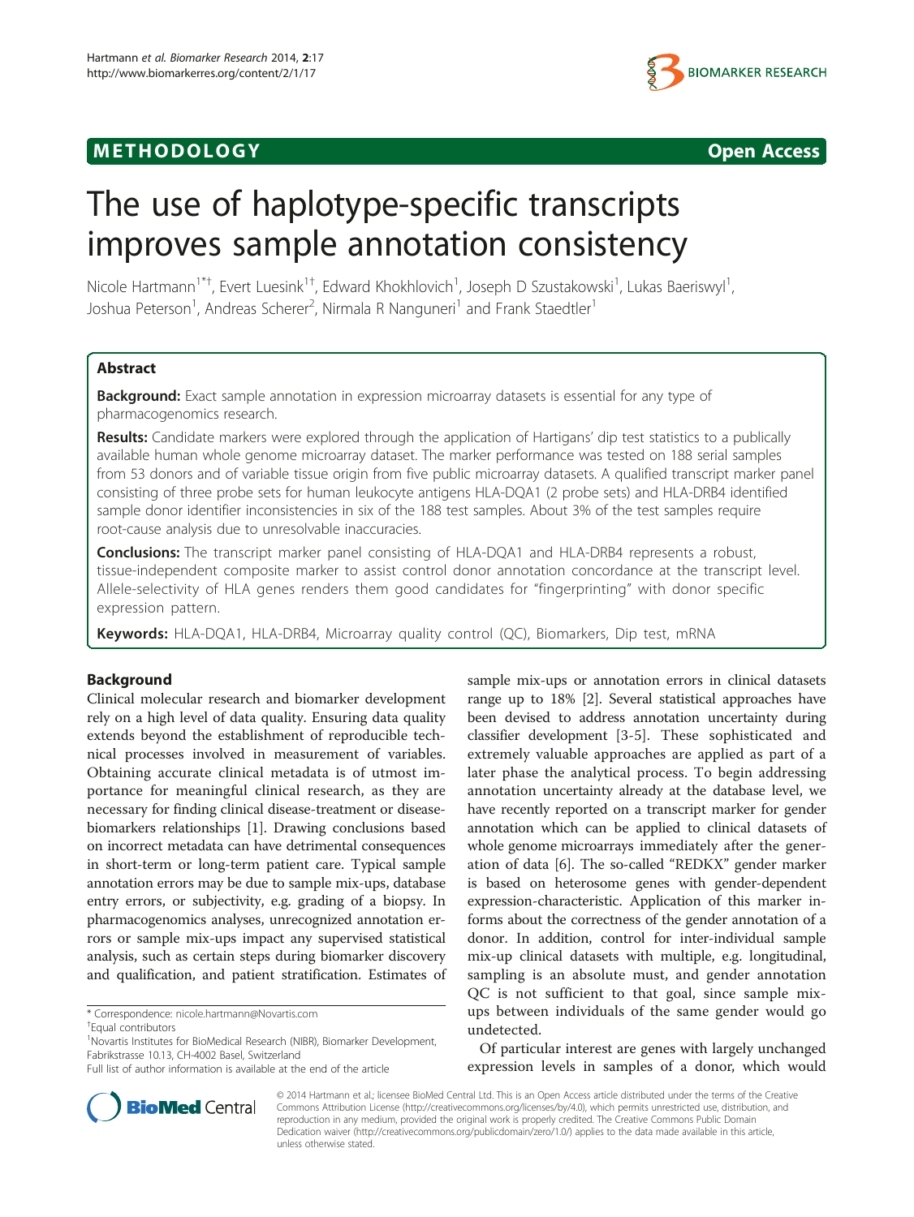METHODOLOGY Open Access

# The use of haplotype-specific transcripts improves sample annotation consistency

Nicole Hartmann[1*†], Evert Luesink[1†], Edward Khokhlovich[1], Joseph D Szustakowski[1], Lukas Baeriswyl[1], Joshua Peterson[1], Andreas Scherer[2], Nirmala R Nanguneri[1] and Frank Staedtler[1]

## Abstract

**Background:** Exact sample annotation in expression microarray datasets is essential for any type of pharmacogenomics research.

**Results:** Candidate markers were explored through the application of Hartigans' dip test statistics to a publically available human whole genome microarray dataset. The marker performance was tested on 188 serial samples from 53 donors and of variable tissue origin from five public microarray datasets. A qualified transcript marker panel consisting of three probe sets for human leukocyte antigens HLA-DQA1 (2 probe sets) and HLA-DRB4 identified sample donor identifier inconsistencies in six of the 188 test samples. About 3% of the test samples require root-cause analysis due to unresolvable inaccuracies.

**Conclusions:** The transcript marker panel consisting of HLA-DQA1 and HLA-DRB4 represents a robust, tissue-independent composite marker to assist control donor annotation concordance at the transcript level. Allele-selectivity of HLA genes renders them good candidates for "fingerprinting" with donor specific expression pattern.

**Keywords:** HLA-DQA1, HLA-DRB4, Microarray quality control (QC), Biomarkers, Dip test, mRNA

## Background

Clinical molecular research and biomarker development rely on a high level of data quality. Ensuring data quality extends beyond the establishment of reproducible technical processes involved in measurement of variables. Obtaining accurate clinical metadata is of utmost importance for meaningful clinical research, as they are necessary for finding clinical disease-treatment or disease-biomarkers relationships [1]. Drawing conclusions based on incorrect metadata can have detrimental consequences in short-term or long-term patient care. Typical sample annotation errors may be due to sample mix-ups, database entry errors, or subjectivity, e.g. grading of a biopsy. In pharmacogenomics analyses, unrecognized annotation errors or sample mix-ups impact any supervised statistical analysis, such as certain steps during biomarker discovery and qualification, and patient stratification. Estimates of sample mix-ups or annotation errors in clinical datasets range up to 18% [2]. Several statistical approaches have been devised to address annotation uncertainty during classifier development [3-5]. These sophisticated and extremely valuable approaches are applied as part of a later phase the analytical process. To begin addressing annotation uncertainty already at the database level, we have recently reported on a transcript marker for gender annotation which can be applied to clinical datasets of whole genome microarrays immediately after the generation of data [6]. The so-called "REDKX" gender marker is based on heterosome genes with gender-dependent expression-characteristic. Application of this marker informs about the correctness of the gender annotation of a donor. In addition, control for inter-individual sample mix-up clinical datasets with multiple, e.g. longitudinal, sampling is an absolute must, and gender annotation QC is not sufficient to that goal, since sample mix-ups between individuals of the same gender would go undetected.

Of particular interest are genes with largely unchanged expression levels in samples of a donor, which would

* Correspondence: nicole.hartmann@Novartis.com
†Equal contributors
[1]Novartis Institutes for BioMedical Research (NIBR), Biomarker Development, Fabrikstrasse 10.13, CH-4002 Basel, Switzerland
Full list of author information is available at the end of the article

© 2014 Hartmann et al.; licensee BioMed Central Ltd. This is an Open Access article distributed under the terms of the Creative Commons Attribution License (http://creativecommons.org/licenses/by/4.0), which permits unrestricted use, distribution, and reproduction in any medium, provided the original work is properly credited. The Creative Commons Public Domain Dedication waiver (http://creativecommons.org/publicdomain/zero/1.0/) applies to the data made available in this article, unless otherwise stated.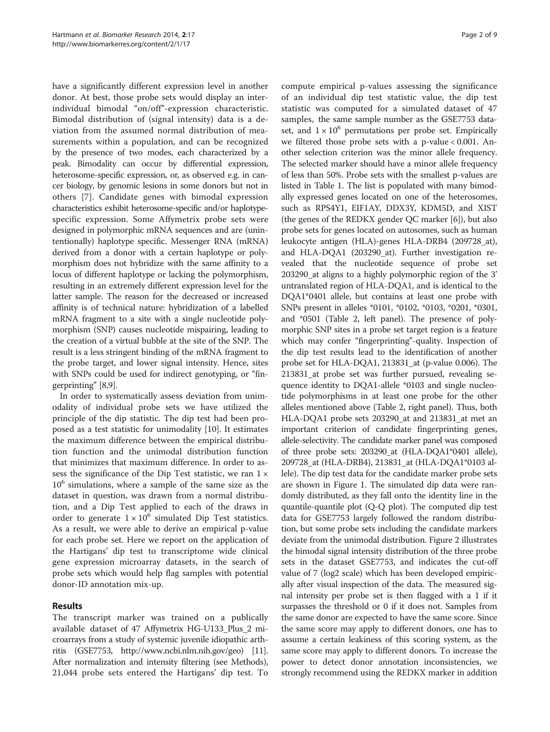have a significantly different expression level in another donor. At best, those probe sets would display an inter-individual bimodal "on/off"-expression characteristic. Bimodal distribution of (signal intensity) data is a deviation from the assumed normal distribution of measurements within a population, and can be recognized by the presence of two modes, each characterized by a peak. Bimodality can occur by differential expression, heterosome-specific expression, or, as observed e.g. in cancer biology, by genomic lesions in some donors but not in others [7]. Candidate genes with bimodal expression characteristics exhibit heterosome-specific and/or haplotype-specific expression. Some Affymetrix probe sets were designed in polymorphic mRNA sequences and are (unintentionally) haplotype specific. Messenger RNA (mRNA) derived from a donor with a certain haplotype or polymorphism does not hybridize with the same affinity to a locus of different haplotype or lacking the polymorphism, resulting in an extremely different expression level for the latter sample. The reason for the decreased or increased affinity is of technical nature: hybridization of a labelled mRNA fragment to a site with a single nucleotide polymorphism (SNP) causes nucleotide mispairing, leading to the creation of a virtual bubble at the site of the SNP. The result is a less stringent binding of the mRNA fragment to the probe target, and lower signal intensity. Hence, sites with SNPs could be used for indirect genotyping, or "fingerprinting" [8,9].

In order to systematically assess deviation from unimodality of individual probe sets we have utilized the principle of the dip statistic. The dip test had been proposed as a test statistic for unimodality [10]. It estimates the maximum difference between the empirical distribution function and the unimodal distribution function that minimizes that maximum difference. In order to assess the significance of the Dip Test statistic, we ran $1 \times 10^6$ simulations, where a sample of the same size as the dataset in question, was drawn from a normal distribution, and a Dip Test applied to each of the draws in order to generate $1 \times 10^6$ simulated Dip Test statistics. As a result, we were able to derive an empirical p-value for each probe set. Here we report on the application of the Hartigans' dip test to transcriptome wide clinical gene expression microarray datasets, in the search of probe sets which would help flag samples with potential donor-ID annotation mix-up.

## Results

The transcript marker was trained on a publically available dataset of 47 Affymetrix HG-U133_Plus_2 microarrays from a study of systemic juvenile idiopathic arthritis (GSE7753, http://www.ncbi.nlm.nih.gov/geo) [11]. After normalization and intensity filtering (see Methods), 21,044 probe sets entered the Hartigans' dip test. To compute empirical p-values assessing the significance of an individual dip test statistic value, the dip test statistic was computed for a simulated dataset of 47 samples, the same sample number as the GSE7753 dataset, and $1 \times 10^6$ permutations per probe set. Empirically we filtered those probe sets with a p-value < 0.001. Another selection criterion was the minor allele frequency. The selected marker should have a minor allele frequency of less than 50%. Probe sets with the smallest p-values are listed in Table 1. The list is populated with many bimodally expressed genes located on one of the heterosomes, such as RPS4Y1, EIF1AY, DDX3Y, KDM5D, and XIST (the genes of the REDKX gender QC marker [6]), but also probe sets for genes located on autosomes, such as human leukocyte antigen (HLA)-genes HLA-DRB4 (209728_at), and HLA-DQA1 (203290_at). Further investigation revealed that the nucleotide sequence of probe set 203290_at aligns to a highly polymorphic region of the 3' untranslated region of HLA-DQA1, and is identical to the DQA1*0401 allele, but contains at least one probe with SNPs present in alleles *0101, *0102, *0103, *0201, *0301, and *0501 (Table 2, left panel). The presence of polymorphic SNP sites in a probe set target region is a feature which may confer "fingerprinting"-quality. Inspection of the dip test results lead to the identification of another probe set for HLA-DQA1, 213831_at (p-value 0.006). The 213831_at probe set was further pursued, revealing sequence identity to DQA1-allele *0103 and single nucleotide polymorphisms in at least one probe for the other alleles mentioned above (Table 2, right panel). Thus, both HLA-DQA1 probe sets 203290_at and 213831_at met an important criterion of candidate fingerprinting genes, allele-selectivity. The candidate marker panel was composed of three probe sets: 203290_at (HLA-DQA1*0401 allele), 209728_at (HLA-DRB4), 213831_at (HLA-DQA1*0103 allele). The dip test data for the candidate marker probe sets are shown in Figure 1. The simulated dip data were randomly distributed, as they fall onto the identity line in the quantile-quantile plot (Q-Q plot). The computed dip test data for GSE7753 largely followed the random distribution, but some probe sets including the candidate markers deviate from the unimodal distribution. Figure 2 illustrates the bimodal signal intensity distribution of the three probe sets in the dataset GSE7753, and indicates the cut-off value of 7 (log2 scale) which has been developed empirically after visual inspection of the data. The measured signal intensity per probe set is then flagged with a 1 if it surpasses the threshold or 0 if it does not. Samples from the same donor are expected to have the same score. Since the same score may apply to different donors, one has to assume a certain leakiness of this scoring system, as the same score may apply to different donors. To increase the power to detect donor annotation inconsistencies, we strongly recommend using the REDKX marker in addition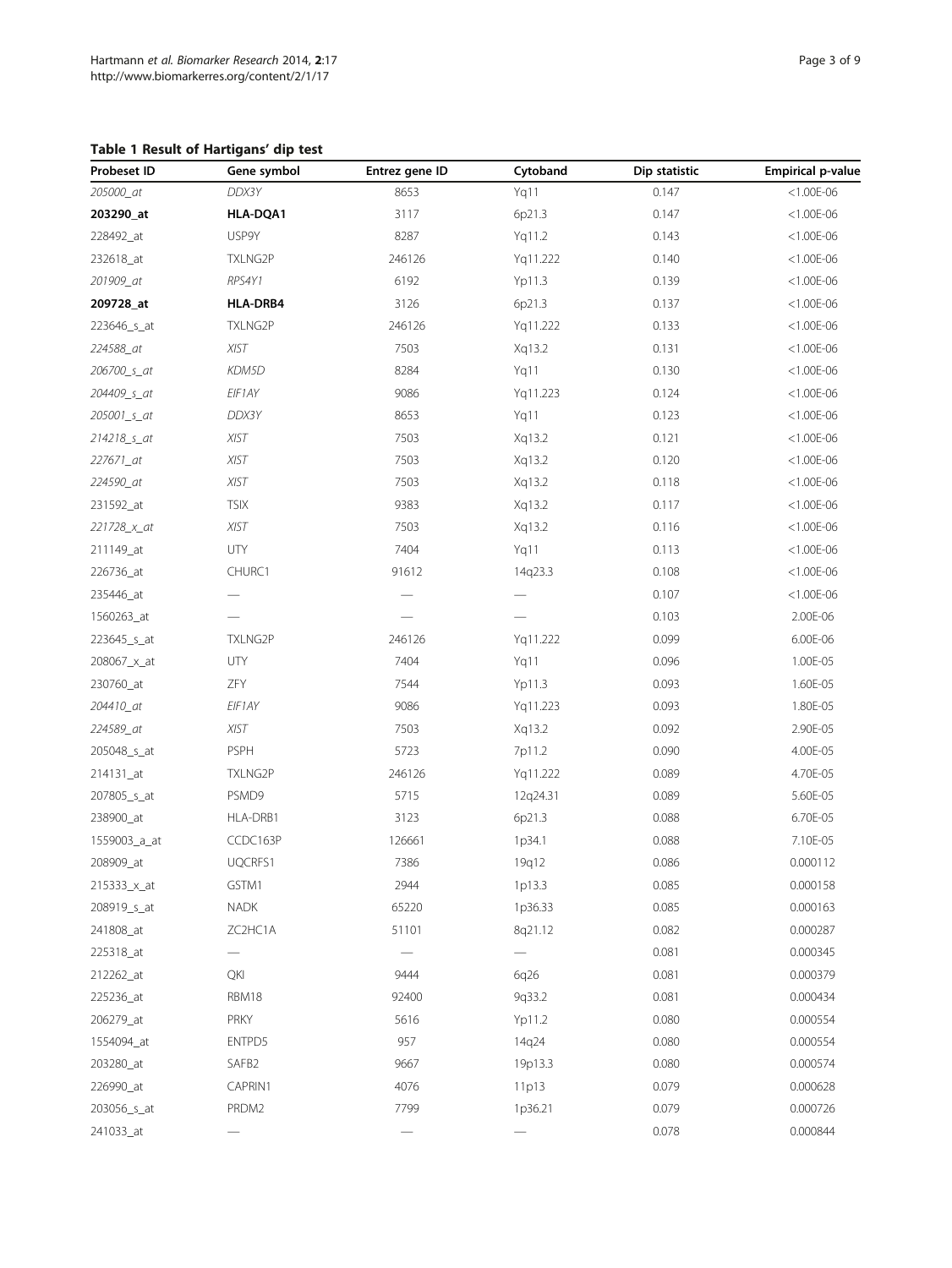**Table 1 Result of Hartigans' dip test**

| Probeset ID | Gene symbol | Entrez gene ID | Cytoband | Dip statistic | Empirical p-value |
|---|---|---|---|---|---|
| *205000_at* | *DDX3Y* | 8653 | Yq11 | 0.147 | <1.00E-06 |
| **203290_at** | **HLA-DQA1** | 3117 | 6p21.3 | 0.147 | <1.00E-06 |
| 228492_at | USP9Y | 8287 | Yq11.2 | 0.143 | <1.00E-06 |
| 232618_at | TXLNG2P | 246126 | Yq11.222 | 0.140 | <1.00E-06 |
| *201909_at* | *RPS4Y1* | 6192 | Yp11.3 | 0.139 | <1.00E-06 |
| **209728_at** | **HLA-DRB4** | 3126 | 6p21.3 | 0.137 | <1.00E-06 |
| 223646_s_at | TXLNG2P | 246126 | Yq11.222 | 0.133 | <1.00E-06 |
| *224588_at* | *XIST* | 7503 | Xq13.2 | 0.131 | <1.00E-06 |
| *206700_s_at* | *KDM5D* | 8284 | Yq11 | 0.130 | <1.00E-06 |
| *204409_s_at* | *EIF1AY* | 9086 | Yq11.223 | 0.124 | <1.00E-06 |
| *205001_s_at* | *DDX3Y* | 8653 | Yq11 | 0.123 | <1.00E-06 |
| *214218_s_at* | *XIST* | 7503 | Xq13.2 | 0.121 | <1.00E-06 |
| *227671_at* | *XIST* | 7503 | Xq13.2 | 0.120 | <1.00E-06 |
| *224590_at* | *XIST* | 7503 | Xq13.2 | 0.118 | <1.00E-06 |
| 231592_at | TSIX | 9383 | Xq13.2 | 0.117 | <1.00E-06 |
| *221728_x_at* | *XIST* | 7503 | Xq13.2 | 0.116 | <1.00E-06 |
| 211149_at | UTY | 7404 | Yq11 | 0.113 | <1.00E-06 |
| 226736_at | CHURC1 | 91612 | 14q23.3 | 0.108 | <1.00E-06 |
| 235446_at | — | — | — | 0.107 | <1.00E-06 |
| 1560263_at | — | — | — | 0.103 | 2.00E-06 |
| 223645_s_at | TXLNG2P | 246126 | Yq11.222 | 0.099 | 6.00E-06 |
| 208067_x_at | UTY | 7404 | Yq11 | 0.096 | 1.00E-05 |
| 230760_at | ZFY | 7544 | Yp11.3 | 0.093 | 1.60E-05 |
| *204410_at* | *EIF1AY* | 9086 | Yq11.223 | 0.093 | 1.80E-05 |
| *224589_at* | *XIST* | 7503 | Xq13.2 | 0.092 | 2.90E-05 |
| 205048_s_at | PSPH | 5723 | 7p11.2 | 0.090 | 4.00E-05 |
| 214131_at | TXLNG2P | 246126 | Yq11.222 | 0.089 | 4.70E-05 |
| 207805_s_at | PSMD9 | 5715 | 12q24.31 | 0.089 | 5.60E-05 |
| 238900_at | HLA-DRB1 | 3123 | 6p21.3 | 0.088 | 6.70E-05 |
| 1559003_a_at | CCDC163P | 126661 | 1p34.1 | 0.088 | 7.10E-05 |
| 208909_at | UQCRFS1 | 7386 | 19q12 | 0.086 | 0.000112 |
| 215333_x_at | GSTM1 | 2944 | 1p13.3 | 0.085 | 0.000158 |
| 208919_s_at | NADK | 65220 | 1p36.33 | 0.085 | 0.000163 |
| 241808_at | ZC2HC1A | 51101 | 8q21.12 | 0.082 | 0.000287 |
| 225318_at | — | — | — | 0.081 | 0.000345 |
| 212262_at | QKI | 9444 | 6q26 | 0.081 | 0.000379 |
| 225236_at | RBM18 | 92400 | 9q33.2 | 0.081 | 0.000434 |
| 206279_at | PRKY | 5616 | Yp11.2 | 0.080 | 0.000554 |
| 1554094_at | ENTPD5 | 957 | 14q24 | 0.080 | 0.000554 |
| 203280_at | SAFB2 | 9667 | 19p13.3 | 0.080 | 0.000574 |
| 226990_at | CAPRIN1 | 4076 | 11p13 | 0.079 | 0.000628 |
| 203056_s_at | PRDM2 | 7799 | 1p36.21 | 0.079 | 0.000726 |
| 241033_at | — | — | — | 0.078 | 0.000844 |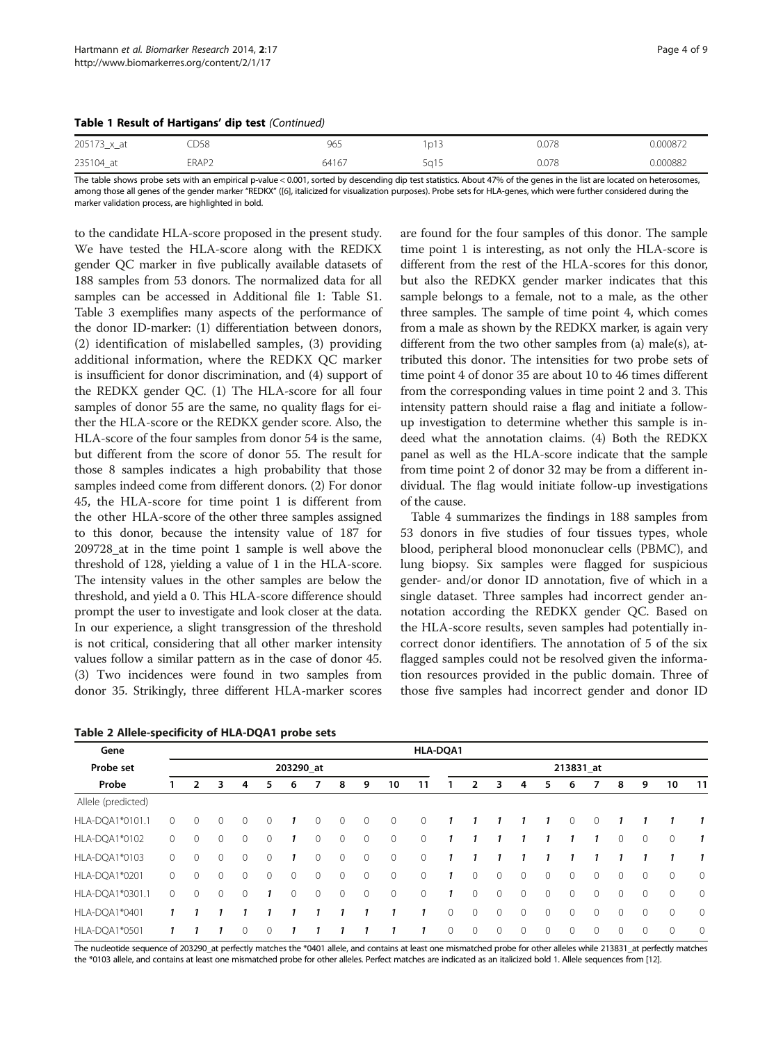**Table 1 Result of Hartigans' dip test** *(Continued)*

| | | | | | |
|---|---|---|---|---|---|
| 205173_x_at | CD58 | 965 | 1p13 | 0.078 | 0.000872 |
| 235104_at | ERAP2 | 64167 | 5q15 | 0.078 | 0.000882 |

The table shows probe sets with an empirical p-value < 0.001, sorted by descending dip test statistics. About 47% of the genes in the list are located on heterosomes, among those all genes of the gender marker "REDKX" ([6], italicized for visualization purposes). Probe sets for HLA-genes, which were further considered during the marker validation process, are highlighted in bold.

to the candidate HLA-score proposed in the present study. We have tested the HLA-score along with the REDKX gender QC marker in five publically available datasets of 188 samples from 53 donors. The normalized data for all samples can be accessed in Additional file 1: Table S1. Table 3 exemplifies many aspects of the performance of the donor ID-marker: (1) differentiation between donors, (2) identification of mislabelled samples, (3) providing additional information, where the REDKX QC marker is insufficient for donor discrimination, and (4) support of the REDKX gender QC. (1) The HLA-score for all four samples of donor 55 are the same, no quality flags for either the HLA-score or the REDKX gender score. Also, the HLA-score of the four samples from donor 54 is the same, but different from the score of donor 55. The result for those 8 samples indicates a high probability that those samples indeed come from different donors. (2) For donor 45, the HLA-score for time point 1 is different from the other HLA-score of the other three samples assigned to this donor, because the intensity value of 187 for 209728_at in the time point 1 sample is well above the threshold of 128, yielding a value of 1 in the HLA-score. The intensity values in the other samples are below the threshold, and yield a 0. This HLA-score difference should prompt the user to investigate and look closer at the data. In our experience, a slight transgression of the threshold is not critical, considering that all other marker intensity values follow a similar pattern as in the case of donor 45. (3) Two incidences were found in two samples from donor 35. Strikingly, three different HLA-marker scores are found for the four samples of this donor. The sample time point 1 is interesting, as not only the HLA-score is different from the rest of the HLA-scores for this donor, but also the REDKX gender marker indicates that this sample belongs to a female, not to a male, as the other three samples. The sample of time point 4, which comes from a male as shown by the REDKX marker, is again very different from the two other samples from (a) male(s), attributed this donor. The intensities for two probe sets of time point 4 of donor 35 are about 10 to 46 times different from the corresponding values in time point 2 and 3. This intensity pattern should raise a flag and initiate a follow-up investigation to determine whether this sample is indeed what the annotation claims. (4) Both the REDKX panel as well as the HLA-score indicate that the sample from time point 2 of donor 32 may be from a different individual. The flag would initiate follow-up investigations of the cause.

Table 4 summarizes the findings in 188 samples from 53 donors in five studies of four tissues types, whole blood, peripheral blood mononuclear cells (PBMC), and lung biopsy. Six samples were flagged for suspicious gender- and/or donor ID annotation, five of which in a single dataset. Three samples had incorrect gender annotation according the REDKX gender QC. Based on the HLA-score results, seven samples had potentially incorrect donor identifiers. The annotation of 5 of the six flagged samples could not be resolved given the information resources provided in the public domain. Three of those five samples had incorrect gender and donor ID

**Table 2 Allele-specificity of HLA-DQA1 probe sets**

| Gene | HLA-DQA1 | | | | | | | | | | | | | | | | | | | | | |
|---|---|---|---|---|---|---|---|---|---|---|---|---|---|---|---|---|---|---|---|---|---|---|
| Probe set | 203290_at | | | | | | | | | | | 213831_at | | | | | | | | | | |
| Probe | 1 | 2 | 3 | 4 | 5 | 6 | 7 | 8 | 9 | 10 | 11 | 1 | 2 | 3 | 4 | 5 | 6 | 7 | 8 | 9 | 10 | 11 |
| Allele (predicted) | | | | | | | | | | | | | | | | | | | | | | |
| HLA-DQA1*0101.1 | 0 | 0 | 0 | 0 | 0 | ***1*** | 0 | 0 | 0 | 0 | 0 | ***1*** | ***1*** | ***1*** | ***1*** | ***1*** | 0 | 0 | ***1*** | ***1*** | ***1*** | ***1*** |
| HLA-DQA1*0102 | 0 | 0 | 0 | 0 | 0 | ***1*** | 0 | 0 | 0 | 0 | 0 | ***1*** | ***1*** | ***1*** | ***1*** | ***1*** | ***1*** | ***1*** | 0 | 0 | 0 | ***1*** |
| HLA-DQA1*0103 | 0 | 0 | 0 | 0 | 0 | ***1*** | 0 | 0 | 0 | 0 | 0 | ***1*** | ***1*** | ***1*** | ***1*** | ***1*** | ***1*** | ***1*** | ***1*** | ***1*** | ***1*** | ***1*** |
| HLA-DQA1*0201 | 0 | 0 | 0 | 0 | 0 | 0 | 0 | 0 | 0 | 0 | 0 | ***1*** | 0 | 0 | 0 | 0 | 0 | 0 | 0 | 0 | 0 | 0 |
| HLA-DQA1*0301.1 | 0 | 0 | 0 | 0 | ***1*** | 0 | 0 | 0 | 0 | 0 | 0 | ***1*** | 0 | 0 | 0 | 0 | 0 | 0 | 0 | 0 | 0 | 0 |
| HLA-DQA1*0401 | ***1*** | ***1*** | ***1*** | ***1*** | ***1*** | ***1*** | ***1*** | ***1*** | ***1*** | ***1*** | ***1*** | 0 | 0 | 0 | 0 | 0 | 0 | 0 | 0 | 0 | 0 | 0 |
| HLA-DQA1*0501 | ***1*** | ***1*** | ***1*** | 0 | 0 | ***1*** | ***1*** | ***1*** | ***1*** | ***1*** | ***1*** | 0 | 0 | 0 | 0 | 0 | 0 | 0 | 0 | 0 | 0 | 0 |

The nucleotide sequence of 203290_at perfectly matches the *0401 allele, and contains at least one mismatched probe for other alleles while 213831_at perfectly matches the *0103 allele, and contains at least one mismatched probe for other alleles. Perfect matches are indicated as an italicized bold 1. Allele sequences from [12].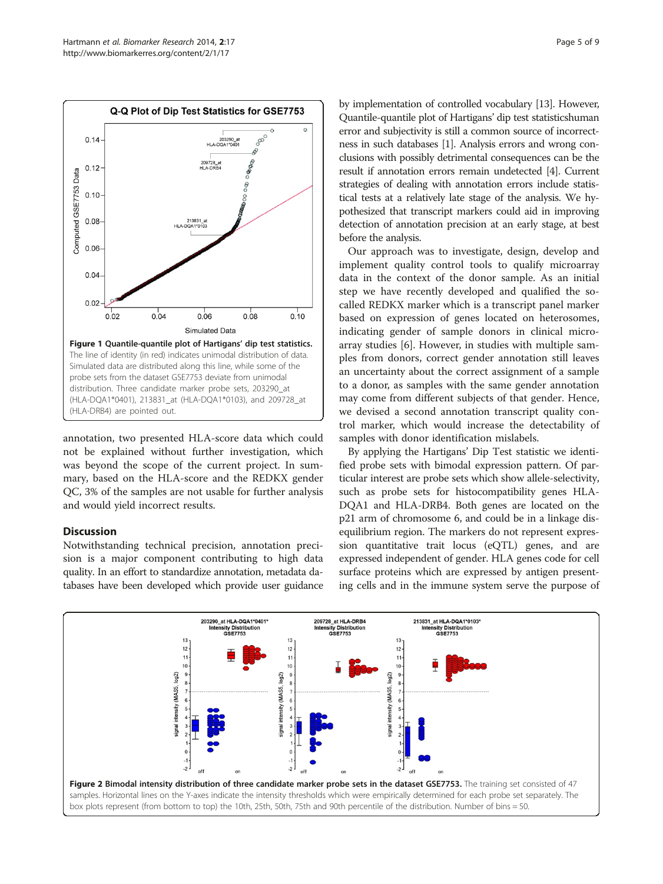Figure 1 Quantile-quantile plot of Hartigans' dip test statistics. The line of identity (in red) indicates unimodal distribution of data. Simulated data are distributed along this line, while some of the probe sets from the dataset GSE7753 deviate from unimodal distribution. Three candidate marker probe sets, 203290_at (HLA-DQA1*0401), 213831_at (HLA-DQA1*0103), and 209728_at (HLA-DRB4) are pointed out.

annotation, two presented HLA-score data which could not be explained without further investigation, which was beyond the scope of the current project. In summary, based on the HLA-score and the REDKX gender QC, 3% of the samples are not usable for further analysis and would yield incorrect results.

## Discussion

Notwithstanding technical precision, annotation precision is a major component contributing to high data quality. In an effort to standardize annotation, metadata databases have been developed which provide user guidance by implementation of controlled vocabulary [13]. However, Quantile-quantile plot of Hartigans' dip test statisticshuman error and subjectivity is still a common source of incorrectness in such databases [1]. Analysis errors and wrong conclusions with possibly detrimental consequences can be the result if annotation errors remain undetected [4]. Current strategies of dealing with annotation errors include statistical tests at a relatively late stage of the analysis. We hypothesized that transcript markers could aid in improving detection of annotation precision at an early stage, at best before the analysis.

Our approach was to investigate, design, develop and implement quality control tools to qualify microarray data in the context of the donor sample. As an initial step we have recently developed and qualified the so-called REDKX marker which is a transcript panel marker based on expression of genes located on heterosomes, indicating gender of sample donors in clinical microarray studies [6]. However, in studies with multiple samples from donors, correct gender annotation still leaves an uncertainty about the correct assignment of a sample to a donor, as samples with the same gender annotation may come from different subjects of that gender. Hence, we devised a second annotation transcript quality control marker, which would increase the detectability of samples with donor identification mislabels.

By applying the Hartigans' Dip Test statistic we identified probe sets with bimodal expression pattern. Of particular interest are probe sets which show allele-selectivity, such as probe sets for histocompatibility genes HLA-DQA1 and HLA-DRB4. Both genes are located on the p21 arm of chromosome 6, and could be in a linkage disequilibrium region. The markers do not represent expression quantitative trait locus (eQTL) genes, and are expressed independent of gender. HLA genes code for cell surface proteins which are expressed by antigen presenting cells and in the immune system serve the purpose of

Figure 2 Bimodal intensity distribution of three candidate marker probe sets in the dataset GSE7753. The training set consisted of 47 samples. Horizontal lines on the Y-axes indicate the intensity thresholds which were empirically determined for each probe set separately. The box plots represent (from bottom to top) the 10th, 25th, 50th, 75th and 90th percentile of the distribution. Number of bins = 50.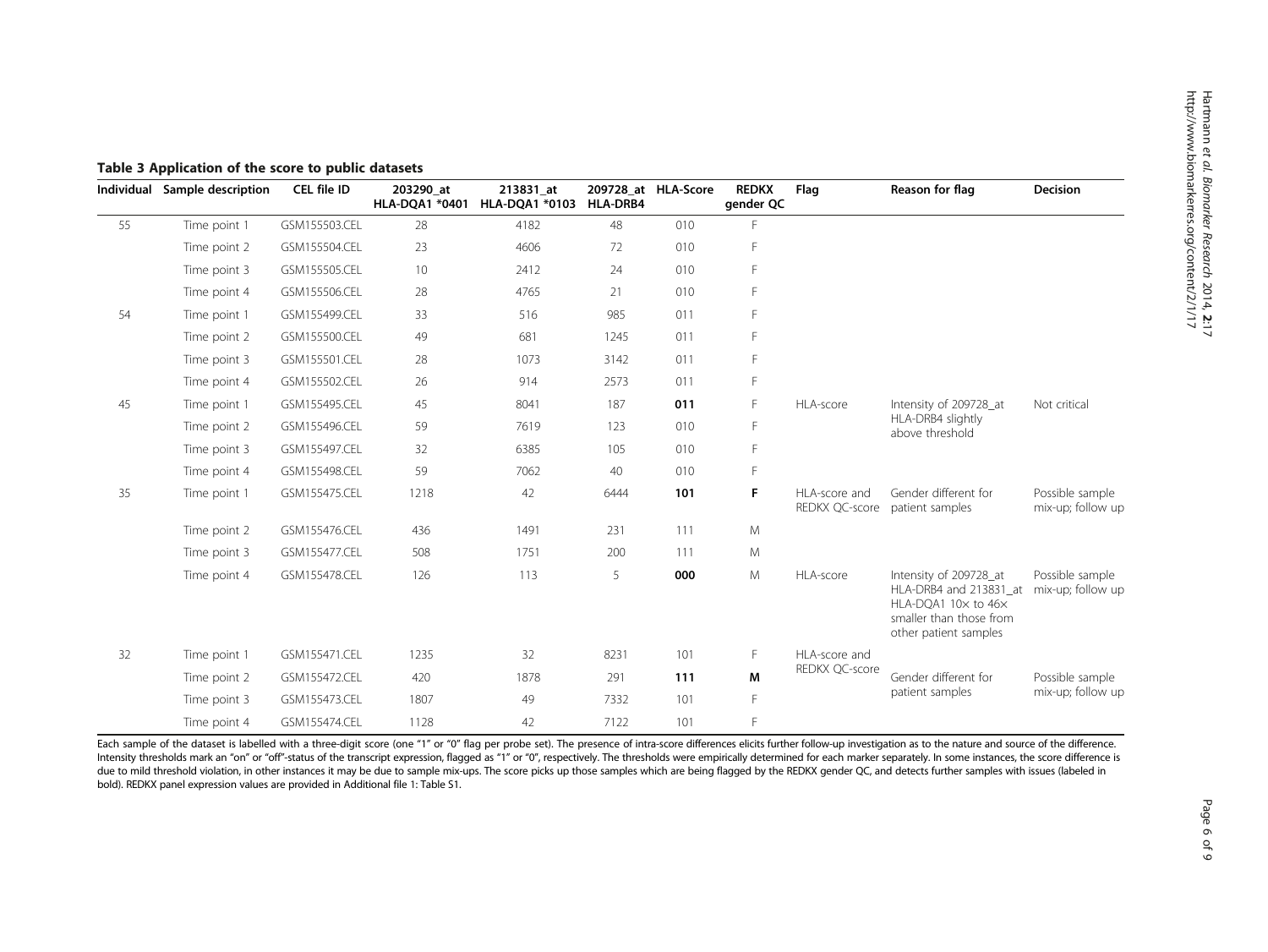**Table 3 Application of the score to public datasets**

| Individual | Sample description | CEL file ID | 203290_at HLA-DQA1 *0401 | 213831_at HLA-DQA1 *0103 | 209728_at HLA-DRB4 | HLA-Score | REDKX gender QC | Flag | Reason for flag | Decision |
|---|---|---|---|---|---|---|---|---|---|---|
| 55 | Time point 1 | GSM155503.CEL | 28 | 4182 | 48 | 010 | F | | | |
| | Time point 2 | GSM155504.CEL | 23 | 4606 | 72 | 010 | F | | | |
| | Time point 3 | GSM155505.CEL | 10 | 2412 | 24 | 010 | F | | | |
| | Time point 4 | GSM155506.CEL | 28 | 4765 | 21 | 010 | F | | | |
| 54 | Time point 1 | GSM155499.CEL | 33 | 516 | 985 | 011 | F | | | |
| | Time point 2 | GSM155500.CEL | 49 | 681 | 1245 | 011 | F | | | |
| | Time point 3 | GSM155501.CEL | 28 | 1073 | 3142 | 011 | F | | | |
| | Time point 4 | GSM155502.CEL | 26 | 914 | 2573 | 011 | F | | | |
| 45 | Time point 1 | GSM155495.CEL | 45 | 8041 | 187 | **011** | F | HLA-score | Intensity of 209728_at HLA-DRB4 slightly above threshold | Not critical |
| | Time point 2 | GSM155496.CEL | 59 | 7619 | 123 | 010 | F | | | |
| | Time point 3 | GSM155497.CEL | 32 | 6385 | 105 | 010 | F | | | |
| | Time point 4 | GSM155498.CEL | 59 | 7062 | 40 | 010 | F | | | |
| 35 | Time point 1 | GSM155475.CEL | 1218 | 42 | 6444 | **101** | **F** | HLA-score and REDKX QC-score | Gender different for patient samples | Possible sample mix-up; follow up |
| | Time point 2 | GSM155476.CEL | 436 | 1491 | 231 | 111 | M | | | |
| | Time point 3 | GSM155477.CEL | 508 | 1751 | 200 | 111 | M | | | |
| | Time point 4 | GSM155478.CEL | 126 | 113 | 5 | **000** | M | HLA-score | Intensity of 209728_at HLA-DRB4 and 213831_at HLA-DQA1 10× to 46× smaller than those from other patient samples | Possible sample mix-up; follow up |
| 32 | Time point 1 | GSM155471.CEL | 1235 | 32 | 8231 | 101 | F | HLA-score and REDKX QC-score | | |
| | Time point 2 | GSM155472.CEL | 420 | 1878 | 291 | **111** | **M** | | Gender different for patient samples | Possible sample mix-up; follow up |
| | Time point 3 | GSM155473.CEL | 1807 | 49 | 7332 | 101 | F | | | |
| | Time point 4 | GSM155474.CEL | 1128 | 42 | 7122 | 101 | F | | | |

Each sample of the dataset is labelled with a three-digit score (one "1" or "0" flag per probe set). The presence of intra-score differences elicits further follow-up investigation as to the nature and source of the difference. Intensity thresholds mark an "on" or "off"-status of the transcript expression, flagged as "1" or "0", respectively. The thresholds were empirically determined for each marker separately. In some instances, the score difference is due to mild threshold violation, in other instances it may be due to sample mix-ups. The score picks up those samples which are being flagged by the REDKX gender QC, and detects further samples with issues (labeled in bold). REDKX panel expression values are provided in Additional file 1: Table S1.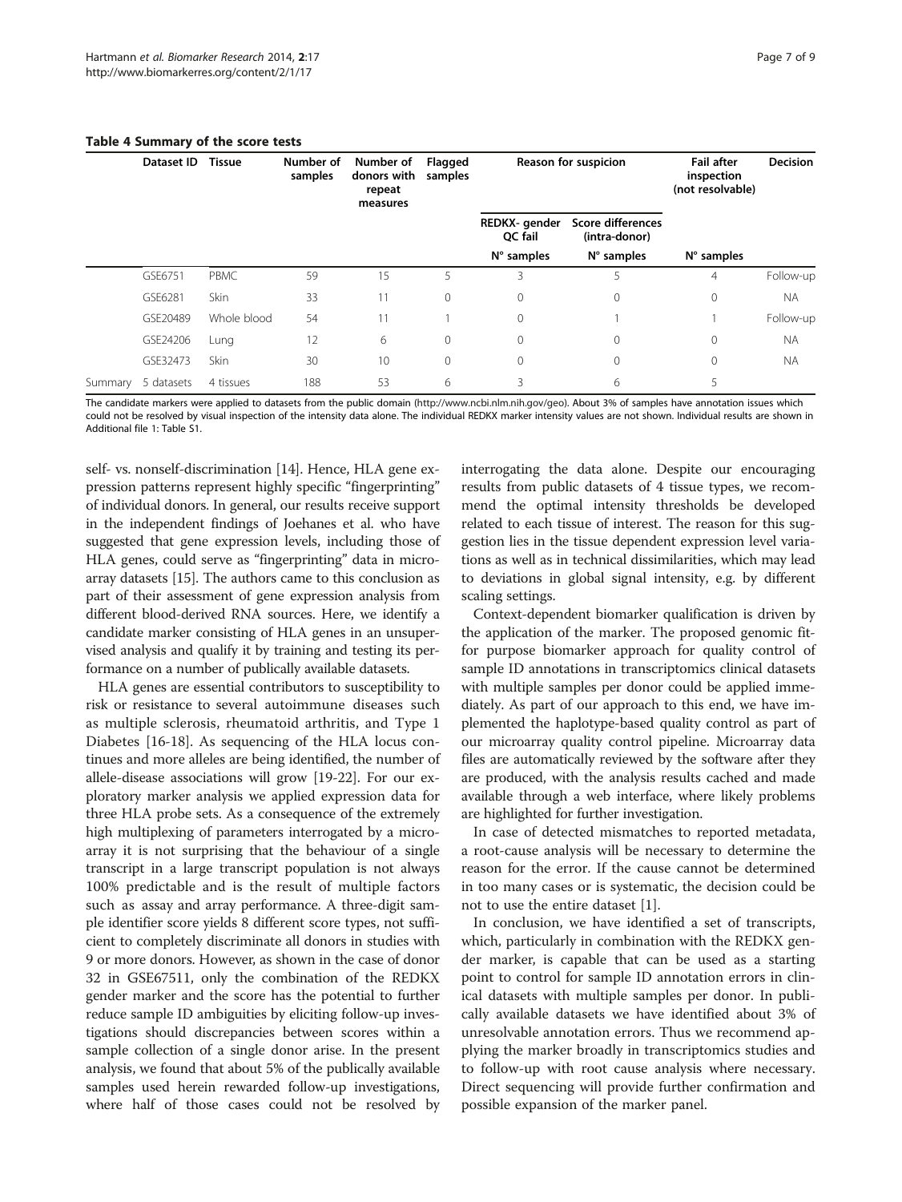**Table 4 Summary of the score tests**

| | Dataset ID | Tissue | Number of samples | Number of donors with repeat measures | Flagged samples | Reason for suspicion | | Fail after inspection (not resolvable) | Decision |
|---|---|---|---|---|---|---|---|---|---|
| | | | | | | REDKX- gender QC fail | Score differences (intra-donor) | | |
| | | | | | | N° samples | N° samples | N° samples | |
| | GSE6751 | PBMC | 59 | 15 | 5 | 3 | 5 | 4 | Follow-up |
| | GSE6281 | Skin | 33 | 11 | 0 | 0 | 0 | 0 | NA |
| | GSE20489 | Whole blood | 54 | 11 | 1 | 0 | 1 | 1 | Follow-up |
| | GSE24206 | Lung | 12 | 6 | 0 | 0 | 0 | 0 | NA |
| | GSE32473 | Skin | 30 | 10 | 0 | 0 | 0 | 0 | NA |
| Summary | 5 datasets | 4 tissues | 188 | 53 | 6 | 3 | 6 | 5 | |

The candidate markers were applied to datasets from the public domain (http://www.ncbi.nlm.nih.gov/geo). About 3% of samples have annotation issues which could not be resolved by visual inspection of the intensity data alone. The individual REDKX marker intensity values are not shown. Individual results are shown in Additional file 1: Table S1.

self- vs. nonself-discrimination [14]. Hence, HLA gene expression patterns represent highly specific "fingerprinting" of individual donors. In general, our results receive support in the independent findings of Joehanes et al. who have suggested that gene expression levels, including those of HLA genes, could serve as "fingerprinting" data in microarray datasets [15]. The authors came to this conclusion as part of their assessment of gene expression analysis from different blood-derived RNA sources. Here, we identify a candidate marker consisting of HLA genes in an unsupervised analysis and qualify it by training and testing its performance on a number of publically available datasets.

HLA genes are essential contributors to susceptibility to risk or resistance to several autoimmune diseases such as multiple sclerosis, rheumatoid arthritis, and Type 1 Diabetes [16-18]. As sequencing of the HLA locus continues and more alleles are being identified, the number of allele-disease associations will grow [19-22]. For our exploratory marker analysis we applied expression data for three HLA probe sets. As a consequence of the extremely high multiplexing of parameters interrogated by a microarray it is not surprising that the behaviour of a single transcript in a large transcript population is not always 100% predictable and is the result of multiple factors such as assay and array performance. A three-digit sample identifier score yields 8 different score types, not sufficient to completely discriminate all donors in studies with 9 or more donors. However, as shown in the case of donor 32 in GSE67511, only the combination of the REDKX gender marker and the score has the potential to further reduce sample ID ambiguities by eliciting follow-up investigations should discrepancies between scores within a sample collection of a single donor arise. In the present analysis, we found that about 5% of the publically available samples used herein rewarded follow-up investigations, where half of those cases could not be resolved by interrogating the data alone. Despite our encouraging results from public datasets of 4 tissue types, we recommend the optimal intensity thresholds be developed related to each tissue of interest. The reason for this suggestion lies in the tissue dependent expression level variations as well as in technical dissimilarities, which may lead to deviations in global signal intensity, e.g. by different scaling settings.

Context-dependent biomarker qualification is driven by the application of the marker. The proposed genomic fit-for purpose biomarker approach for quality control of sample ID annotations in transcriptomics clinical datasets with multiple samples per donor could be applied immediately. As part of our approach to this end, we have implemented the haplotype-based quality control as part of our microarray quality control pipeline. Microarray data files are automatically reviewed by the software after they are produced, with the analysis results cached and made available through a web interface, where likely problems are highlighted for further investigation.

In case of detected mismatches to reported metadata, a root-cause analysis will be necessary to determine the reason for the error. If the cause cannot be determined in too many cases or is systematic, the decision could be not to use the entire dataset [1].

In conclusion, we have identified a set of transcripts, which, particularly in combination with the REDKX gender marker, is capable that can be used as a starting point to control for sample ID annotation errors in clinical datasets with multiple samples per donor. In publically available datasets we have identified about 3% of unresolvable annotation errors. Thus we recommend applying the marker broadly in transcriptomics studies and to follow-up with root cause analysis where necessary. Direct sequencing will provide further confirmation and possible expansion of the marker panel.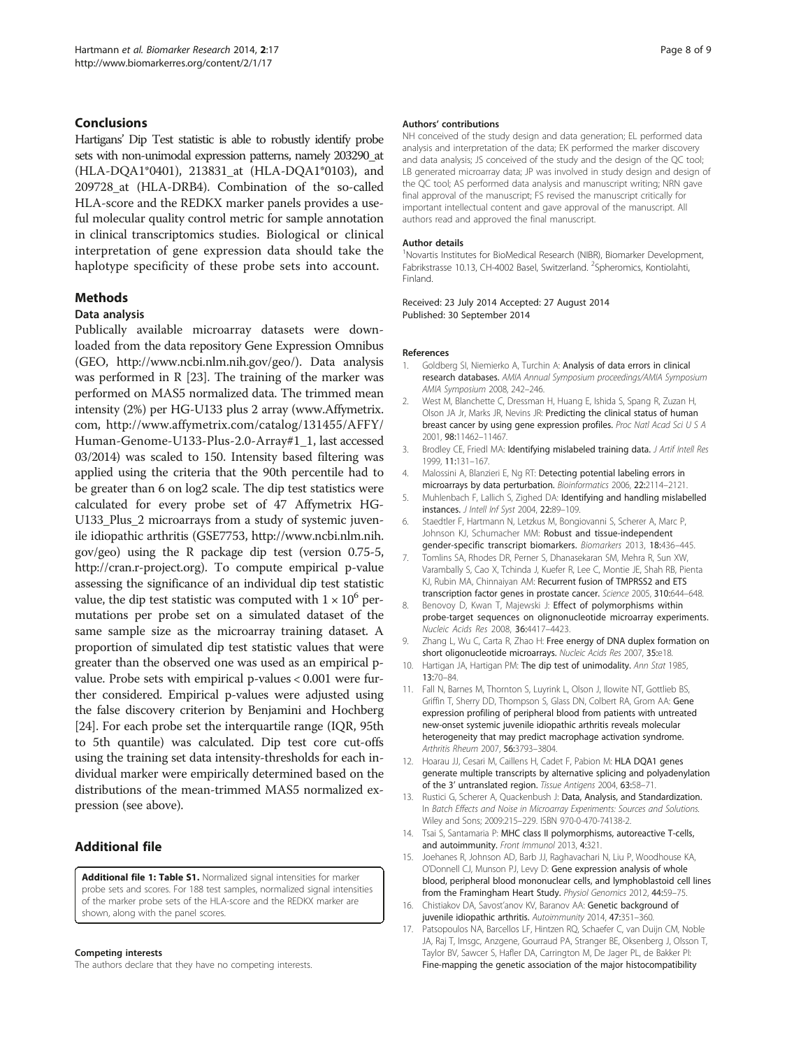## Conclusions

Hartigans' Dip Test statistic is able to robustly identify probe sets with non-unimodal expression patterns, namely 203290_at (HLA-DQA1*0401), 213831_at (HLA-DQA1*0103), and 209728_at (HLA-DRB4). Combination of the so-called HLA-score and the REDKX marker panels provides a useful molecular quality control metric for sample annotation in clinical transcriptomics studies. Biological or clinical interpretation of gene expression data should take the haplotype specificity of these probe sets into account.

## Methods

### Data analysis

Publically available microarray datasets were downloaded from the data repository Gene Expression Omnibus (GEO, http://www.ncbi.nlm.nih.gov/geo/). Data analysis was performed in R [23]. The training of the marker was performed on MAS5 normalized data. The trimmed mean intensity (2%) per HG-U133 plus 2 array (www.Affymetrix.com, http://www.affymetrix.com/catalog/131455/AFFY/Human-Genome-U133-Plus-2.0-Array#1_1, last accessed 03/2014) was scaled to 150. Intensity based filtering was applied using the criteria that the 90th percentile had to be greater than 6 on log2 scale. The dip test statistics were calculated for every probe set of 47 Affymetrix HG-U133_Plus_2 microarrays from a study of systemic juvenile idiopathic arthritis (GSE7753, http://www.ncbi.nlm.nih.gov/geo) using the R package dip test (version 0.75-5, http://cran.r-project.org). To compute empirical p-value assessing the significance of an individual dip test statistic value, the dip test statistic was computed with $1 \times 10^6$ permutations per probe set on a simulated dataset of the same sample size as the microarray training dataset. A proportion of simulated dip test statistic values that were greater than the observed one was used as an empirical p-value. Probe sets with empirical p-values < 0.001 were further considered. Empirical p-values were adjusted using the false discovery criterion by Benjamini and Hochberg [24]. For each probe set the interquartile range (IQR, 95th to 5th quantile) was calculated. Dip test core cut-offs using the training set data intensity-thresholds for each individual marker were empirically determined based on the distributions of the mean-trimmed MAS5 normalized expression (see above).

## Additional file

**Additional file 1: Table S1.** Normalized signal intensities for marker probe sets and scores. For 188 test samples, normalized signal intensities of the marker probe sets of the HLA-score and the REDKX marker are shown, along with the panel scores.

#### Competing interests

The authors declare that they have no competing interests.

#### Authors' contributions

NH conceived of the study design and data generation; EL performed data analysis and interpretation of the data; EK performed the marker discovery and data analysis; JS conceived of the study and the design of the QC tool; LB generated microarray data; JP was involved in study design and design of the QC tool; AS performed data analysis and manuscript writing; NRN gave final approval of the manuscript; FS revised the manuscript critically for important intellectual content and gave approval of the manuscript. All authors read and approved the final manuscript.

#### Author details

[1]Novartis Institutes for BioMedical Research (NIBR), Biomarker Development, Fabrikstrasse 10.13, CH-4002 Basel, Switzerland. [2]Spheromics, Kontiolahti, Finland.

Received: 23 July 2014 Accepted: 27 August 2014
Published: 30 September 2014

#### References

1. Goldberg SI, Niemierko A, Turchin A: **Analysis of data errors in clinical research databases.** *AMIA Annual Symposium proceedings/AMIA Symposium AMIA Symposium* 2008, 242–246.
2. West M, Blanchette C, Dressman H, Huang E, Ishida S, Spang R, Zuzan H, Olson JA Jr, Marks JR, Nevins JR: **Predicting the clinical status of human breast cancer by using gene expression profiles.** *Proc Natl Acad Sci U S A* 2001, **98:**11462–11467.
3. Brodley CE, Friedl MA: **Identifying mislabeled training data.** *J Artif Intell Res* 1999, **11:**131–167.
4. Malossini A, Blanzieri E, Ng RT: **Detecting potential labeling errors in microarrays by data perturbation.** *Bioinformatics* 2006, **22:**2114–2121.
5. Muhlenbach F, Lallich S, Zighed DA: **Identifying and handling mislabelled instances.** *J Intell Inf Syst* 2004, **22:**89–109.
6. Staedtler F, Hartmann N, Letzkus M, Bongiovanni S, Scherer A, Marc P, Johnson KJ, Schumacher MM: **Robust and tissue-independent gender-specific transcript biomarkers.** *Biomarkers* 2013, **18:**436–445.
7. Tomlins SA, Rhodes DR, Perner S, Dhanasekaran SM, Mehra R, Sun XW, Varambally S, Cao X, Tchinda J, Kuefer R, Lee C, Montie JE, Shah RB, Pienta KJ, Rubin MA, Chinnaiyan AM: **Recurrent fusion of TMPRSS2 and ETS transcription factor genes in prostate cancer.** *Science* 2005, **310:**644–648.
8. Benovoy D, Kwan T, Majewski J: **Effect of polymorphisms within probe-target sequences on olignonucleotide microarray experiments.** *Nucleic Acids Res* 2008, **36:**4417–4423.
9. Zhang L, Wu C, Carta R, Zhao H: **Free energy of DNA duplex formation on short oligonucleotide microarrays.** *Nucleic Acids Res* 2007, **35:**e18.
10. Hartigan JA, Hartigan PM: **The dip test of unimodality.** *Ann Stat* 1985, **13:**70–84.
11. Fall N, Barnes M, Thornton S, Luyrink L, Olson J, Ilowite NT, Gottlieb BS, Griffin T, Sherry DD, Thompson S, Glass DN, Colbert RA, Grom AA: **Gene expression profiling of peripheral blood from patients with untreated new-onset systemic juvenile idiopathic arthritis reveals molecular heterogeneity that may predict macrophage activation syndrome.** *Arthritis Rheum* 2007, **56:**3793–3804.
12. Hoarau JJ, Cesari M, Caillens H, Cadet F, Pabion M: **HLA DQA1 genes generate multiple transcripts by alternative splicing and polyadenylation of the 3' untranslated region.** *Tissue Antigens* 2004, **63:**58–71.
13. Rustici G, Scherer A, Quackenbush J: **Data, Analysis, and Standardization.** In *Batch Effects and Noise in Microarray Experiments: Sources and Solutions.* Wiley and Sons; 2009:215–229. ISBN 970-0-470-74138-2.
14. Tsai S, Santamaria P: **MHC class II polymorphisms, autoreactive T-cells, and autoimmunity.** *Front Immunol* 2013, **4:**321.
15. Joehanes R, Johnson AD, Barb JJ, Raghavachari N, Liu P, Woodhouse KA, O'Donnell CJ, Munson PJ, Levy D: **Gene expression analysis of whole blood, peripheral blood mononuclear cells, and lymphoblastoid cell lines from the Framingham Heart Study.** *Physiol Genomics* 2012, **44:**59–75.
16. Chistiakov DA, Savost'anov KV, Baranov AA: **Genetic background of juvenile idiopathic arthritis.** *Autoimmunity* 2014, **47:**351–360.
17. Patsopoulos NA, Barcellos LF, Hintzen RQ, Schaefer C, van Duijn CM, Noble JA, Raj T, Imsgc, Anzgene, Gourraud PA, Stranger BE, Oksenberg J, Olsson T, Taylor BV, Sawcer S, Hafler DA, Carrington M, De Jager PL, de Bakker PI: **Fine-mapping the genetic association of the major histocompatibility**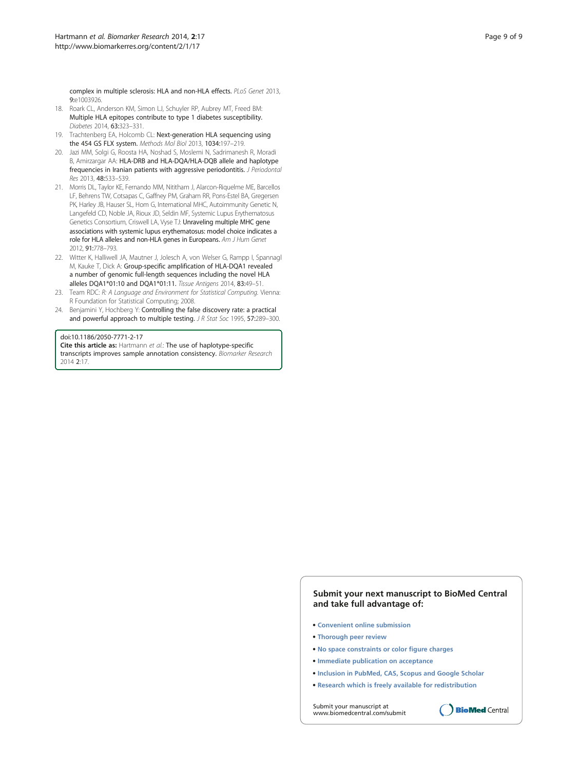complex in multiple sclerosis: HLA and non-HLA effects. *PLoS Genet* 2013, **9:**e1003926.

18. Roark CL, Anderson KM, Simon LJ, Schuyler RP, Aubrey MT, Freed BM: **Multiple HLA epitopes contribute to type 1 diabetes susceptibility.** *Diabetes* 2014, **63:**323–331.
19. Trachtenberg EA, Holcomb CL: **Next-generation HLA sequencing using the 454 GS FLX system.** *Methods Mol Biol* 2013, **1034:**197–219.
20. Jazi MM, Solgi G, Roosta HA, Noshad S, Moslemi N, Sadrimanesh R, Moradi B, Amirzargar AA: **HLA-DRB and HLA-DQA/HLA-DQB allele and haplotype frequencies in Iranian patients with aggressive periodontitis.** *J Periodontal Res* 2013, **48:**533–539.
21. Morris DL, Taylor KE, Fernando MM, Nititham J, Alarcon-Riquelme ME, Barcellos LF, Behrens TW, Cotsapas C, Gaffney PM, Graham RR, Pons-Estel BA, Gregersen PK, Harley JB, Hauser SL, Hom G, International MHC, Autoimmunity Genetic N, Langefeld CD, Noble JA, Rioux JD, Seldin MF, Systemic Lupus Erythematosus Genetics Consortium, Criswell LA, Vyse TJ: **Unraveling multiple MHC gene associations with systemic lupus erythematosus: model choice indicates a role for HLA alleles and non-HLA genes in Europeans.** *Am J Hum Genet* 2012, **91:**778–793.
22. Witter K, Halliwell JA, Mautner J, Jolesch A, von Welser G, Rampp I, Spannagl M, Kauke T, Dick A: **Group-specific amplification of HLA-DQA1 revealed a number of genomic full-length sequences including the novel HLA alleles DQA1*01:10 and DQA1*01:11.** *Tissue Antigens* 2014, **83:**49–51.
23. Team RDC: *R: A Language and Environment for Statistical Computing.* Vienna: R Foundation for Statistical Computing; 2008.
24. Benjamini Y, Hochberg Y: **Controlling the false discovery rate: a practical and powerful approach to multiple testing.** *J R Stat Soc* 1995, **57:**289–300.

doi:10.1186/2050-7771-2-17
**Cite this article as:** Hartmann *et al.*: The use of haplotype-specific transcripts improves sample annotation consistency. *Biomarker Research* 2014 **2**:17.

**Submit your next manuscript to BioMed Central and take full advantage of:**

- **Convenient online submission**
- **Thorough peer review**
- **No space constraints or color figure charges**
- **Immediate publication on acceptance**
- **Inclusion in PubMed, CAS, Scopus and Google Scholar**
- **Research which is freely available for redistribution**

Submit your manuscript at
www.biomedcentral.com/submit

BioMed Central